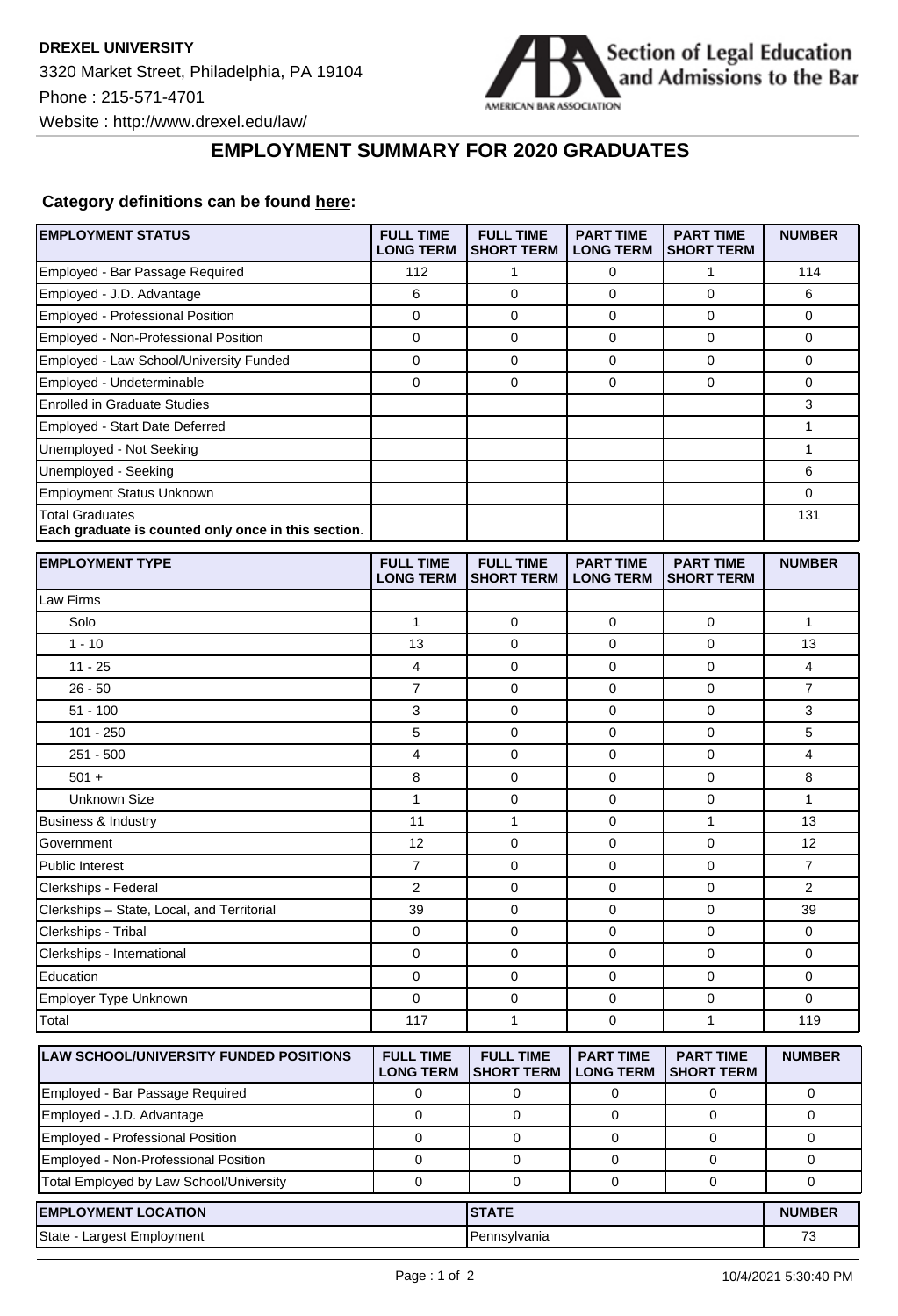**DREXEL UNIVERSITY**

3320 Market Street, Philadelphia, PA 19104

Phone : 215-571-4701

Website : http://www.drexel.edu/law/

Section of Legal Education and Admissions to the Bar

AMERICAN BAR ASSOCIATION

## EMPLOYMENT SUMMARY FOR 2020 GRADUATES

**Category definitions can be found here:**

| EMPLOYMENT STATUS | FULL TIME LONG TERM | FULL TIME SHORT TERM | PART TIME LONG TERM | PART TIME SHORT TERM | NUMBER |
|---|---|---|---|---|---|
| Employed - Bar Passage Required | 112 | 1 | 0 | 1 | 114 |
| Employed - J.D. Advantage | 6 | 0 | 0 | 0 | 6 |
| Employed - Professional Position | 0 | 0 | 0 | 0 | 0 |
| Employed - Non-Professional Position | 0 | 0 | 0 | 0 | 0 |
| Employed - Law School/University Funded | 0 | 0 | 0 | 0 | 0 |
| Employed - Undeterminable | 0 | 0 | 0 | 0 | 0 |
| Enrolled in Graduate Studies | | | | | 3 |
| Employed - Start Date Deferred | | | | | 1 |
| Unemployed - Not Seeking | | | | | 1 |
| Unemployed - Seeking | | | | | 6 |
| Employment Status Unknown | | | | | 0 |
| Total Graduates **Each graduate is counted only once in this section**. | | | | | 131 |

| EMPLOYMENT TYPE | FULL TIME LONG TERM | FULL TIME SHORT TERM | PART TIME LONG TERM | PART TIME SHORT TERM | NUMBER |
|---|---|---|---|---|---|
| Law Firms | | | | | |
| Solo | 1 | 0 | 0 | 0 | 1 |
| 1 - 10 | 13 | 0 | 0 | 0 | 13 |
| 11 - 25 | 4 | 0 | 0 | 0 | 4 |
| 26 - 50 | 7 | 0 | 0 | 0 | 7 |
| 51 - 100 | 3 | 0 | 0 | 0 | 3 |
| 101 - 250 | 5 | 0 | 0 | 0 | 5 |
| 251 - 500 | 4 | 0 | 0 | 0 | 4 |
| 501 + | 8 | 0 | 0 | 0 | 8 |
| Unknown Size | 1 | 0 | 0 | 0 | 1 |
| Business & Industry | 11 | 1 | 0 | 1 | 13 |
| Government | 12 | 0 | 0 | 0 | 12 |
| Public Interest | 7 | 0 | 0 | 0 | 7 |
| Clerkships - Federal | 2 | 0 | 0 | 0 | 2 |
| Clerkships – State, Local, and Territorial | 39 | 0 | 0 | 0 | 39 |
| Clerkships - Tribal | 0 | 0 | 0 | 0 | 0 |
| Clerkships - International | 0 | 0 | 0 | 0 | 0 |
| Education | 0 | 0 | 0 | 0 | 0 |
| Employer Type Unknown | 0 | 0 | 0 | 0 | 0 |
| Total | 117 | 1 | 0 | 1 | 119 |

| LAW SCHOOL/UNIVERSITY FUNDED POSITIONS | FULL TIME LONG TERM | FULL TIME SHORT TERM | PART TIME LONG TERM | PART TIME SHORT TERM | NUMBER |
|---|---|---|---|---|---|
| Employed - Bar Passage Required | 0 | 0 | 0 | 0 | 0 |
| Employed - J.D. Advantage | 0 | 0 | 0 | 0 | 0 |
| Employed - Professional Position | 0 | 0 | 0 | 0 | 0 |
| Employed - Non-Professional Position | 0 | 0 | 0 | 0 | 0 |
| Total Employed by Law School/University | 0 | 0 | 0 | 0 | 0 |

| EMPLOYMENT LOCATION | STATE | NUMBER |
|---|---|---|
| State - Largest Employment | Pennsylvania | 73 |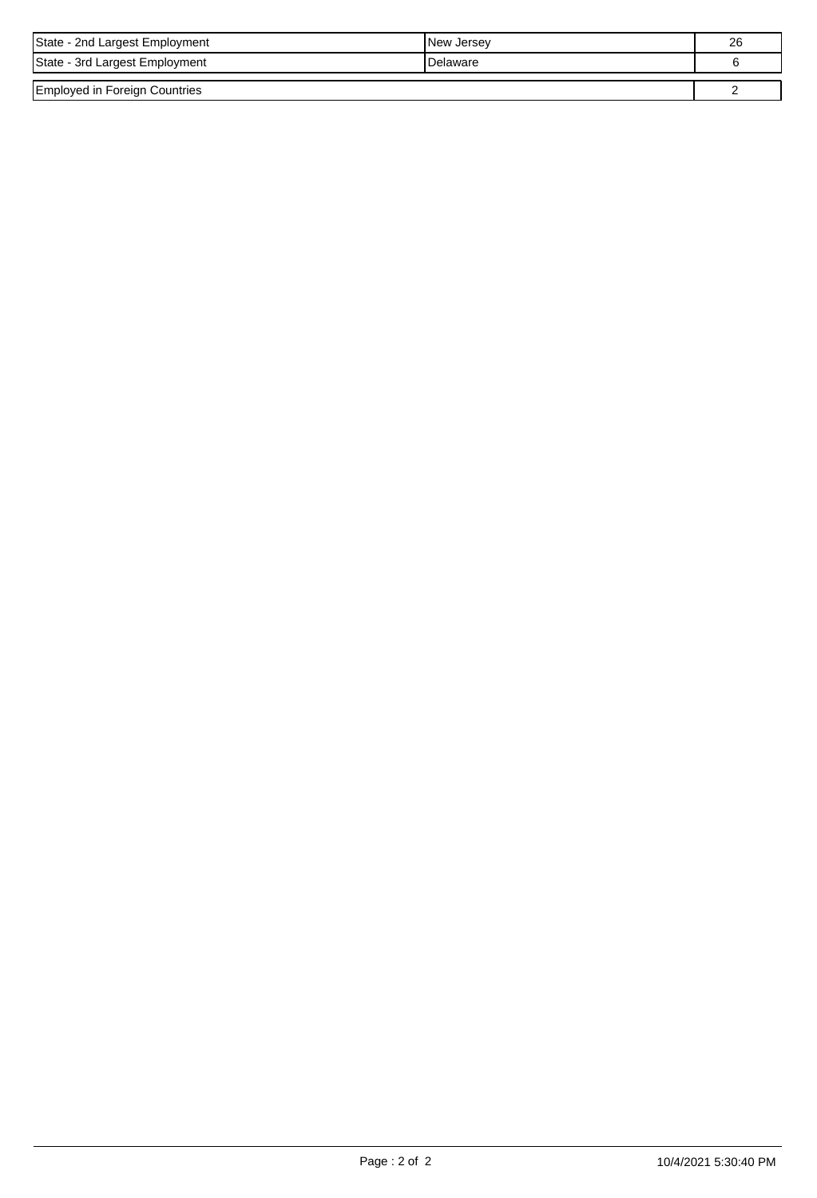| | | |
|---|---|---|
| State - 2nd Largest Employment | New Jersey | 26 |
| State - 3rd Largest Employment | Delaware | 6 |
| Employed in Foreign Countries | | 2 |